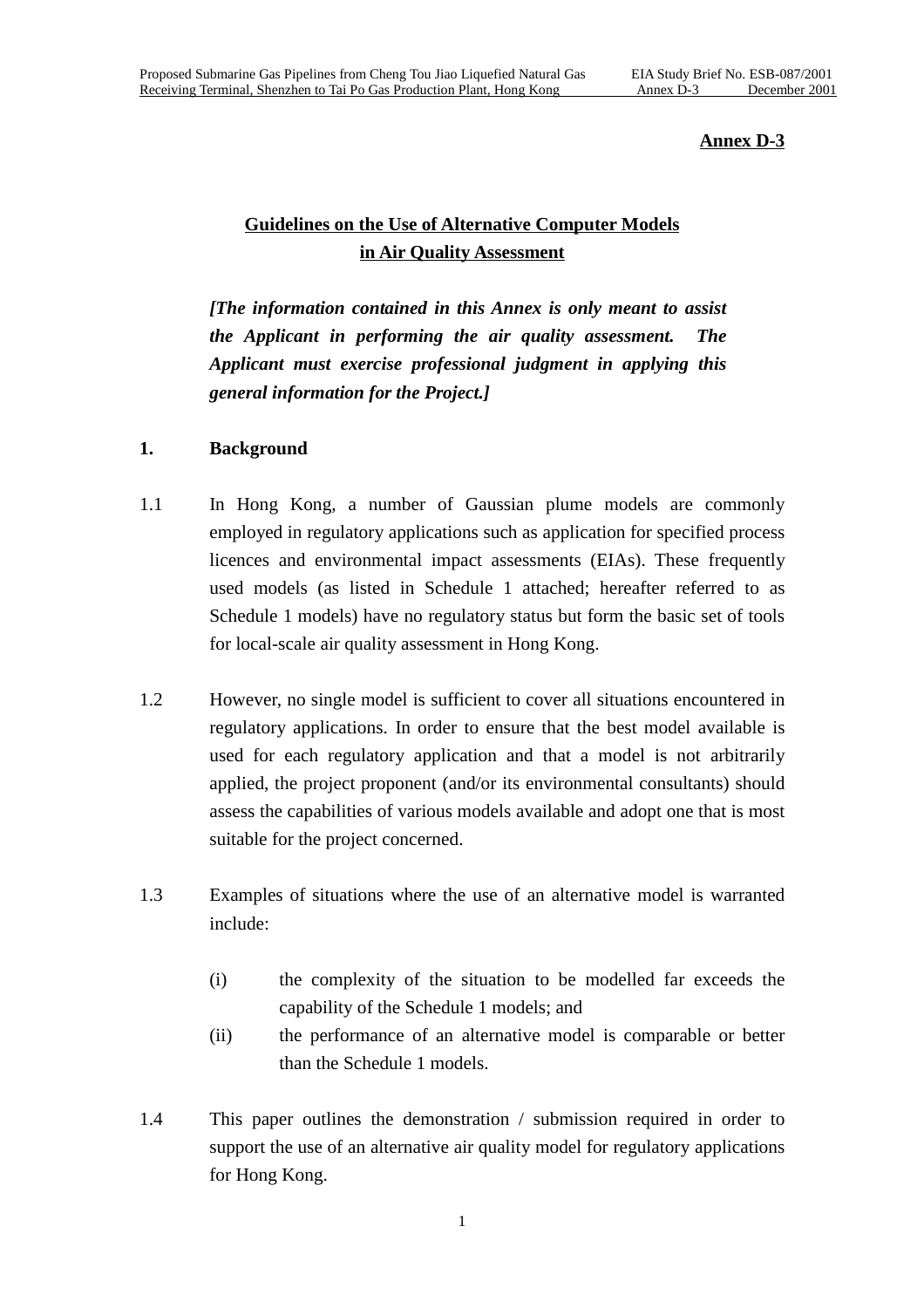**Annex D-3**

## Guidelines on the Use of Alternative Computer Models in Air Quality Assessment

***[The information contained in this Annex is only meant to assist the Applicant in performing the air quality assessment. The Applicant must exercise professional judgment in applying this general information for the Project.]***

### 1. Background

1.1 In Hong Kong, a number of Gaussian plume models are commonly employed in regulatory applications such as application for specified process licences and environmental impact assessments (EIAs). These frequently used models (as listed in Schedule 1 attached; hereafter referred to as Schedule 1 models) have no regulatory status but form the basic set of tools for local-scale air quality assessment in Hong Kong.

1.2 However, no single model is sufficient to cover all situations encountered in regulatory applications. In order to ensure that the best model available is used for each regulatory application and that a model is not arbitrarily applied, the project proponent (and/or its environmental consultants) should assess the capabilities of various models available and adopt one that is most suitable for the project concerned.

1.3 Examples of situations where the use of an alternative model is warranted include:

- (i) the complexity of the situation to be modelled far exceeds the capability of the Schedule 1 models; and
- (ii) the performance of an alternative model is comparable or better than the Schedule 1 models.

1.4 This paper outlines the demonstration / submission required in order to support the use of an alternative air quality model for regulatory applications for Hong Kong.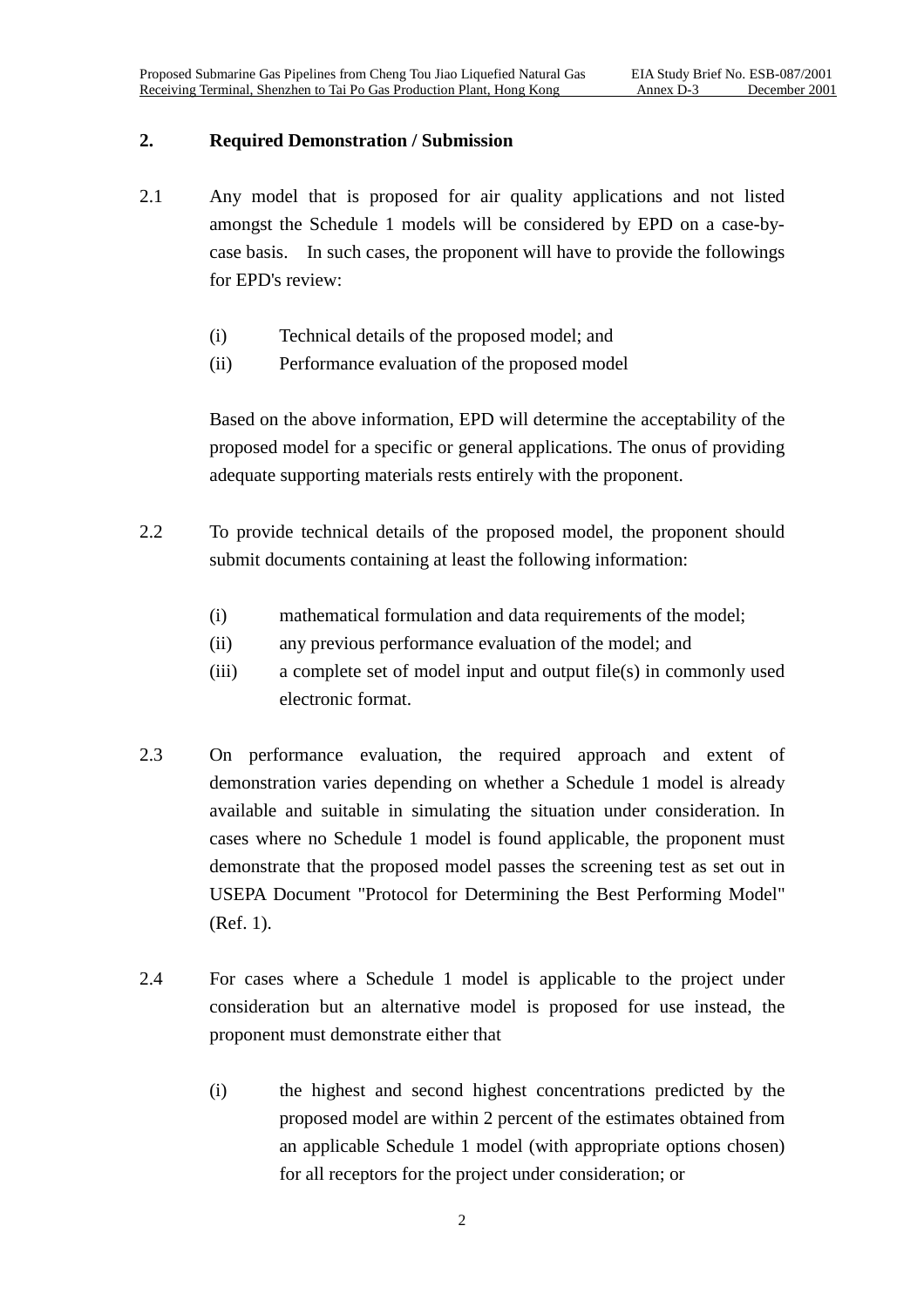## 2. Required Demonstration / Submission

2.1 Any model that is proposed for air quality applications and not listed amongst the Schedule 1 models will be considered by EPD on a case-by-case basis. In such cases, the proponent will have to provide the followings for EPD's review:

(i) Technical details of the proposed model; and

(ii) Performance evaluation of the proposed model

Based on the above information, EPD will determine the acceptability of the proposed model for a specific or general applications. The onus of providing adequate supporting materials rests entirely with the proponent.

2.2 To provide technical details of the proposed model, the proponent should submit documents containing at least the following information:

(i) mathematical formulation and data requirements of the model;

(ii) any previous performance evaluation of the model; and

(iii) a complete set of model input and output file(s) in commonly used electronic format.

2.3 On performance evaluation, the required approach and extent of demonstration varies depending on whether a Schedule 1 model is already available and suitable in simulating the situation under consideration. In cases where no Schedule 1 model is found applicable, the proponent must demonstrate that the proposed model passes the screening test as set out in USEPA Document "Protocol for Determining the Best Performing Model" (Ref. 1).

2.4 For cases where a Schedule 1 model is applicable to the project under consideration but an alternative model is proposed for use instead, the proponent must demonstrate either that

(i) the highest and second highest concentrations predicted by the proposed model are within 2 percent of the estimates obtained from an applicable Schedule 1 model (with appropriate options chosen) for all receptors for the project under consideration; or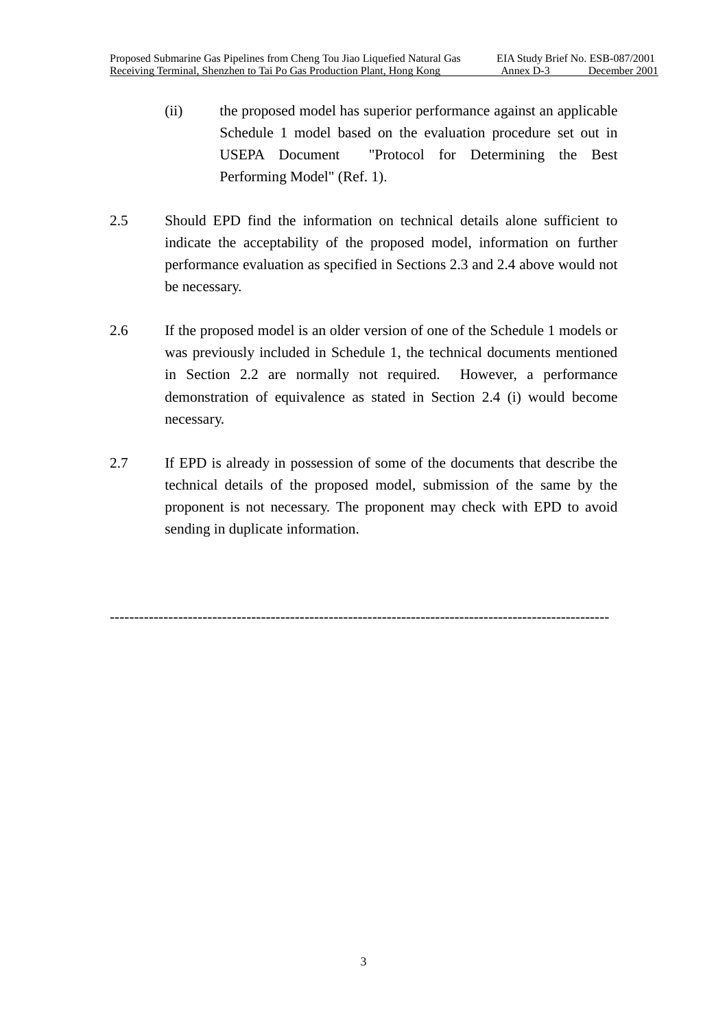(ii) the proposed model has superior performance against an applicable Schedule 1 model based on the evaluation procedure set out in USEPA Document "Protocol for Determining the Best Performing Model" (Ref. 1).

2.5 Should EPD find the information on technical details alone sufficient to indicate the acceptability of the proposed model, information on further performance evaluation as specified in Sections 2.3 and 2.4 above would not be necessary.

2.6 If the proposed model is an older version of one of the Schedule 1 models or was previously included in Schedule 1, the technical documents mentioned in Section 2.2 are normally not required. However, a performance demonstration of equivalence as stated in Section 2.4 (i) would become necessary.

2.7 If EPD is already in possession of some of the documents that describe the technical details of the proposed model, submission of the same by the proponent is not necessary. The proponent may check with EPD to avoid sending in duplicate information.

---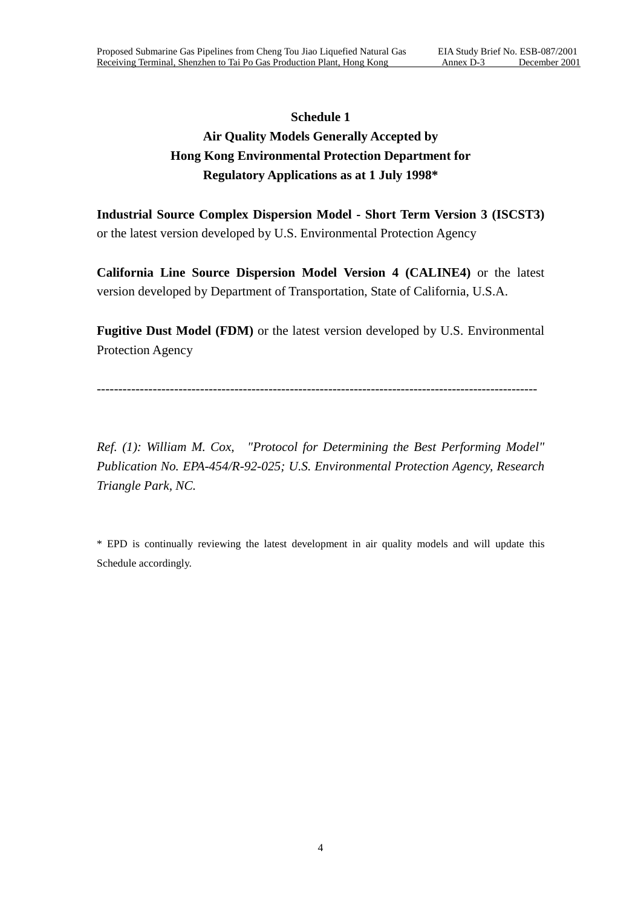**Schedule 1**
**Air Quality Models Generally Accepted by**
**Hong Kong Environmental Protection Department for**
**Regulatory Applications as at 1 July 1998***

**Industrial Source Complex Dispersion Model - Short Term Version 3 (ISCST3)** or the latest version developed by U.S. Environmental Protection Agency

**California Line Source Dispersion Model Version 4 (CALINE4)** or the latest version developed by Department of Transportation, State of California, U.S.A.

**Fugitive Dust Model (FDM)** or the latest version developed by U.S. Environmental Protection Agency

---

*Ref. (1): William M. Cox, "Protocol for Determining the Best Performing Model" Publication No. EPA-454/R-92-025; U.S. Environmental Protection Agency, Research Triangle Park, NC.*

* EPD is continually reviewing the latest development in air quality models and will update this Schedule accordingly.